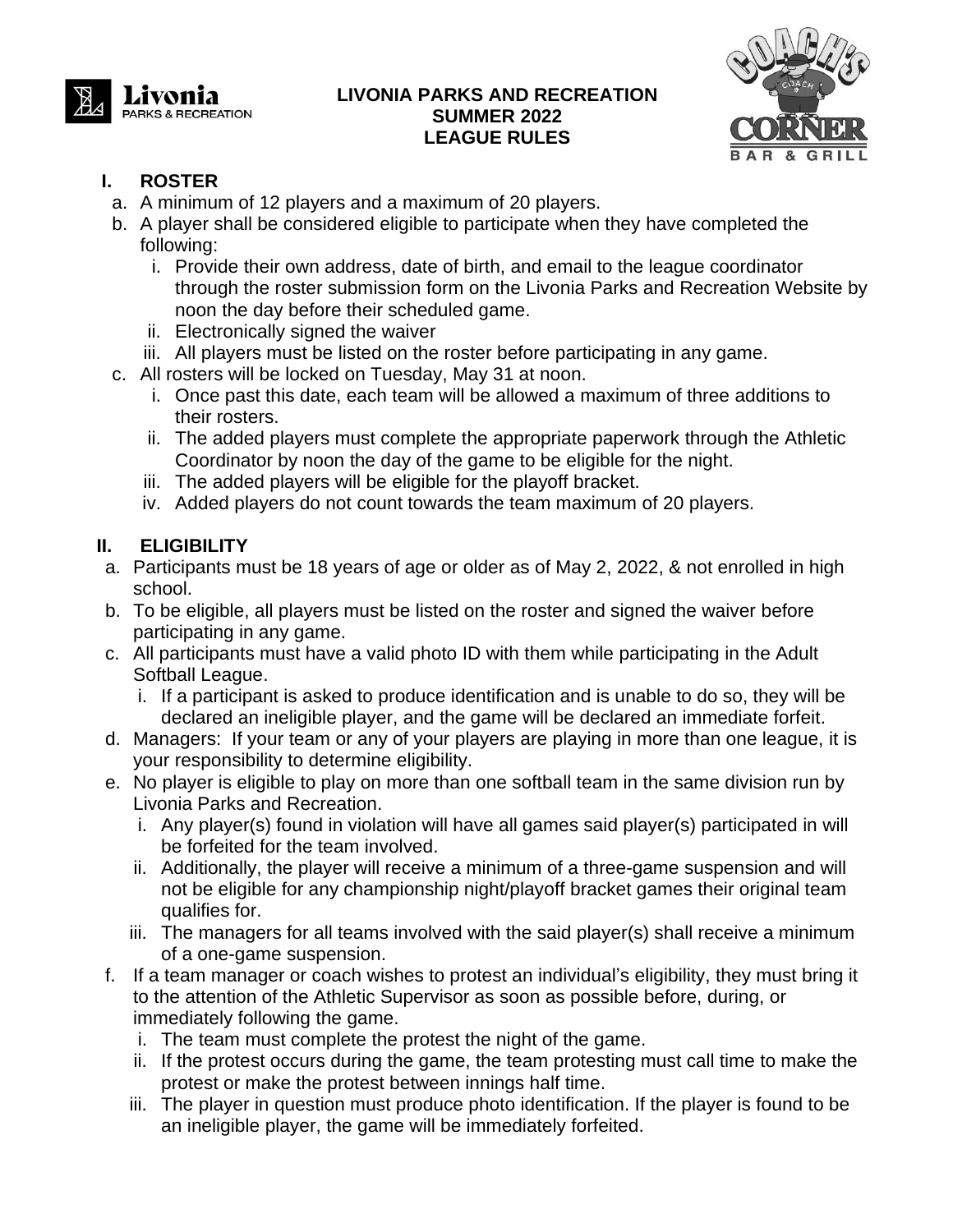# LIVONIA PARKS AND RECREATION
# SUMMER 2022
# LEAGUE RULES

## I. ROSTER

a. A minimum of 12 players and a maximum of 20 players.

b. A player shall be considered eligible to participate when they have completed the following:

   i. Provide their own address, date of birth, and email to the league coordinator through the roster submission form on the Livonia Parks and Recreation Website by noon the day before their scheduled game.

   ii. Electronically signed the waiver

   iii. All players must be listed on the roster before participating in any game.

c. All rosters will be locked on Tuesday, May 31 at noon.

   i. Once past this date, each team will be allowed a maximum of three additions to their rosters.

   ii. The added players must complete the appropriate paperwork through the Athletic Coordinator by noon the day of the game to be eligible for the night.

   iii. The added players will be eligible for the playoff bracket.

   iv. Added players do not count towards the team maximum of 20 players.

## II. ELIGIBILITY

a. Participants must be 18 years of age or older as of May 2, 2022, & not enrolled in high school.

b. To be eligible, all players must be listed on the roster and signed the waiver before participating in any game.

c. All participants must have a valid photo ID with them while participating in the Adult Softball League.

   i. If a participant is asked to produce identification and is unable to do so, they will be declared an ineligible player, and the game will be declared an immediate forfeit.

d. Managers: If your team or any of your players are playing in more than one league, it is your responsibility to determine eligibility.

e. No player is eligible to play on more than one softball team in the same division run by Livonia Parks and Recreation.

   i. Any player(s) found in violation will have all games said player(s) participated in will be forfeited for the team involved.

   ii. Additionally, the player will receive a minimum of a three-game suspension and will not be eligible for any championship night/playoff bracket games their original team qualifies for.

   iii. The managers for all teams involved with the said player(s) shall receive a minimum of a one-game suspension.

f. If a team manager or coach wishes to protest an individual's eligibility, they must bring it to the attention of the Athletic Supervisor as soon as possible before, during, or immediately following the game.

   i. The team must complete the protest the night of the game.

   ii. If the protest occurs during the game, the team protesting must call time to make the protest or make the protest between innings half time.

   iii. The player in question must produce photo identification. If the player is found to be an ineligible player, the game will be immediately forfeited.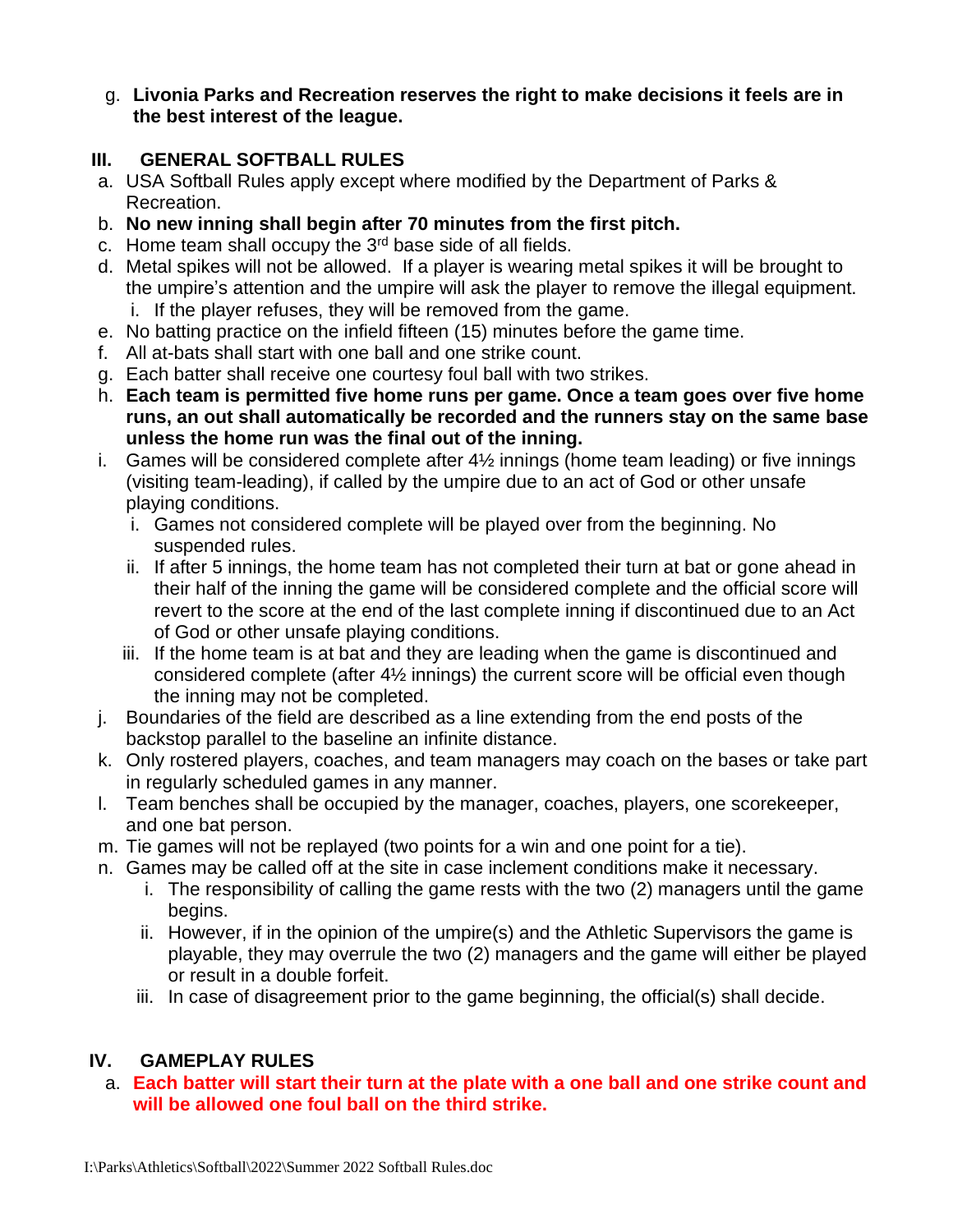g. **Livonia Parks and Recreation reserves the right to make decisions it feels are in the best interest of the league.**

## III. GENERAL SOFTBALL RULES

a. USA Softball Rules apply except where modified by the Department of Parks & Recreation.
b. **No new inning shall begin after 70 minutes from the first pitch.**
c. Home team shall occupy the 3rd base side of all fields.
d. Metal spikes will not be allowed. If a player is wearing metal spikes it will be brought to the umpire's attention and the umpire will ask the player to remove the illegal equipment.
   i. If the player refuses, they will be removed from the game.
e. No batting practice on the infield fifteen (15) minutes before the game time.
f. All at-bats shall start with one ball and one strike count.
g. Each batter shall receive one courtesy foul ball with two strikes.
h. **Each team is permitted five home runs per game. Once a team goes over five home runs, an out shall automatically be recorded and the runners stay on the same base unless the home run was the final out of the inning.**
i. Games will be considered complete after 4½ innings (home team leading) or five innings (visiting team-leading), if called by the umpire due to an act of God or other unsafe playing conditions.
   i. Games not considered complete will be played over from the beginning. No suspended rules.
   ii. If after 5 innings, the home team has not completed their turn at bat or gone ahead in their half of the inning the game will be considered complete and the official score will revert to the score at the end of the last complete inning if discontinued due to an Act of God or other unsafe playing conditions.
   iii. If the home team is at bat and they are leading when the game is discontinued and considered complete (after 4½ innings) the current score will be official even though the inning may not be completed.
j. Boundaries of the field are described as a line extending from the end posts of the backstop parallel to the baseline an infinite distance.
k. Only rostered players, coaches, and team managers may coach on the bases or take part in regularly scheduled games in any manner.
l. Team benches shall be occupied by the manager, coaches, players, one scorekeeper, and one bat person.
m. Tie games will not be replayed (two points for a win and one point for a tie).
n. Games may be called off at the site in case inclement conditions make it necessary.
   i. The responsibility of calling the game rests with the two (2) managers until the game begins.
   ii. However, if in the opinion of the umpire(s) and the Athletic Supervisors the game is playable, they may overrule the two (2) managers and the game will either be played or result in a double forfeit.
   iii. In case of disagreement prior to the game beginning, the official(s) shall decide.

## IV. GAMEPLAY RULES

a. **Each batter will start their turn at the plate with a one ball and one strike count and will be allowed one foul ball on the third strike.**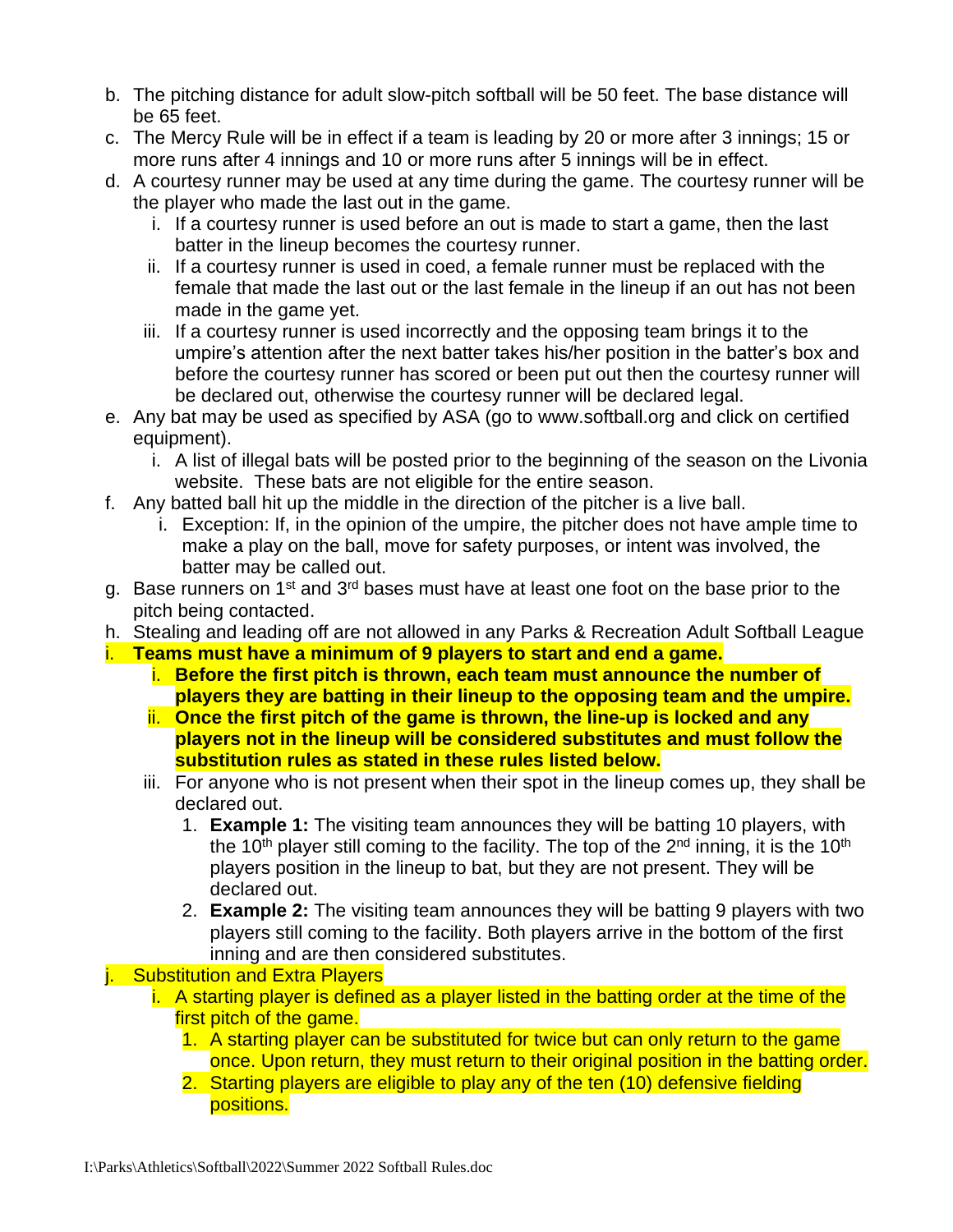b. The pitching distance for adult slow-pitch softball will be 50 feet. The base distance will be 65 feet.

c. The Mercy Rule will be in effect if a team is leading by 20 or more after 3 innings; 15 or more runs after 4 innings and 10 or more runs after 5 innings will be in effect.

d. A courtesy runner may be used at any time during the game. The courtesy runner will be the player who made the last out in the game.

   i. If a courtesy runner is used before an out is made to start a game, then the last batter in the lineup becomes the courtesy runner.

   ii. If a courtesy runner is used in coed, a female runner must be replaced with the female that made the last out or the last female in the lineup if an out has not been made in the game yet.

   iii. If a courtesy runner is used incorrectly and the opposing team brings it to the umpire's attention after the next batter takes his/her position in the batter's box and before the courtesy runner has scored or been put out then the courtesy runner will be declared out, otherwise the courtesy runner will be declared legal.

e. Any bat may be used as specified by ASA (go to www.softball.org and click on certified equipment).

   i. A list of illegal bats will be posted prior to the beginning of the season on the Livonia website. These bats are not eligible for the entire season.

f. Any batted ball hit up the middle in the direction of the pitcher is a live ball.

   i. Exception: If, in the opinion of the umpire, the pitcher does not have ample time to make a play on the ball, move for safety purposes, or intent was involved, the batter may be called out.

g. Base runners on 1st and 3rd bases must have at least one foot on the base prior to the pitch being contacted.

h. Stealing and leading off are not allowed in any Parks & Recreation Adult Softball League

i. **Teams must have a minimum of 9 players to start and end a game.**

   i. **Before the first pitch is thrown, each team must announce the number of players they are batting in their lineup to the opposing team and the umpire.**

   ii. **Once the first pitch of the game is thrown, the line-up is locked and any players not in the lineup will be considered substitutes and must follow the substitution rules as stated in these rules listed below.**

   iii. For anyone who is not present when their spot in the lineup comes up, they shall be declared out.

      1. **Example 1:** The visiting team announces they will be batting 10 players, with the 10th player still coming to the facility. The top of the 2nd inning, it is the 10th players position in the lineup to bat, but they are not present. They will be declared out.

      2. **Example 2:** The visiting team announces they will be batting 9 players with two players still coming to the facility. Both players arrive in the bottom of the first inning and are then considered substitutes.

j. Substitution and Extra Players

   i. A starting player is defined as a player listed in the batting order at the time of the first pitch of the game.

      1. A starting player can be substituted for twice but can only return to the game once. Upon return, they must return to their original position in the batting order.

      2. Starting players are eligible to play any of the ten (10) defensive fielding positions.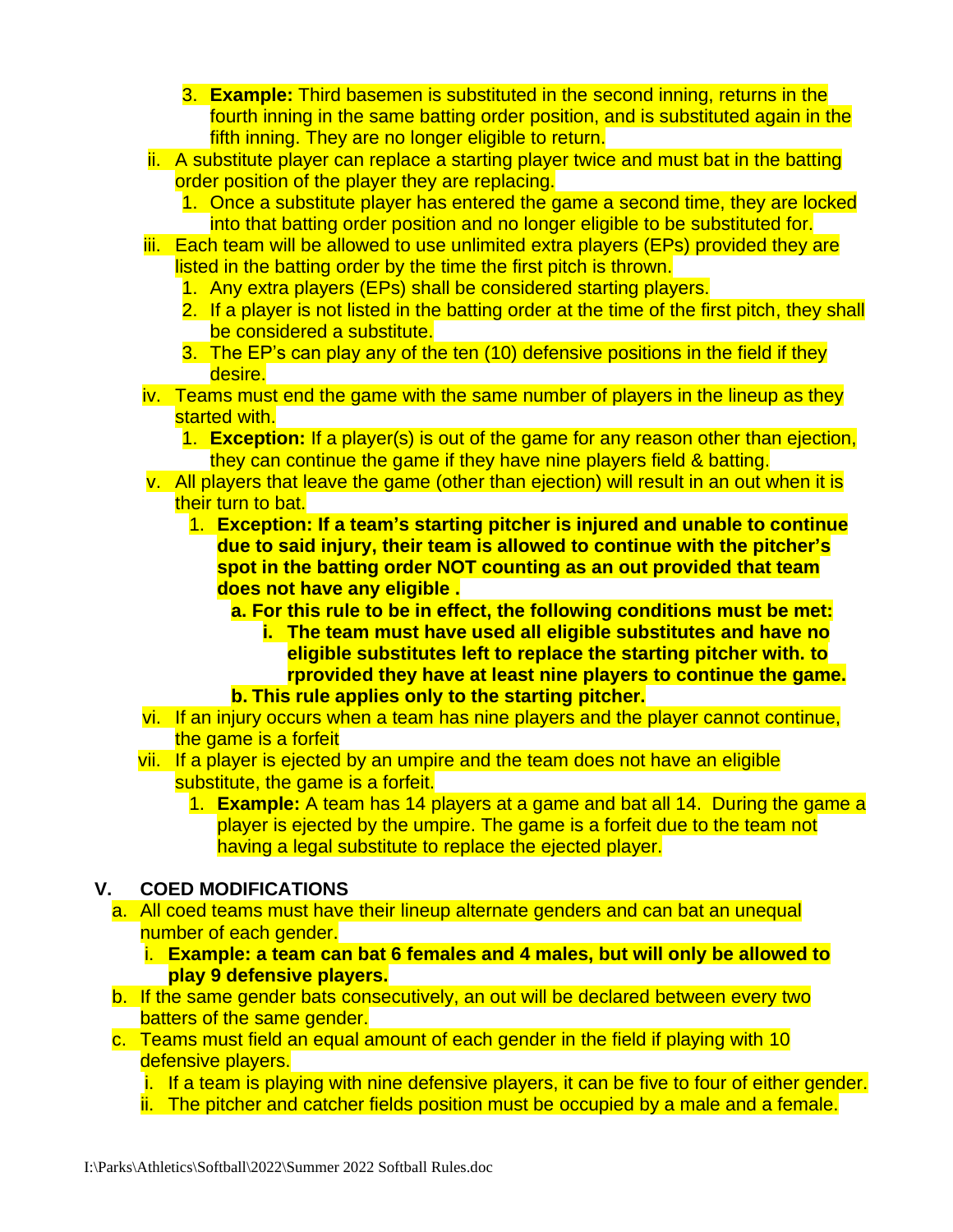3. **Example:** Third basemen is substituted in the second inning, returns in the fourth inning in the same batting order position, and is substituted again in the fifth inning. They are no longer eligible to return.

ii. A substitute player can replace a starting player twice and must bat in the batting order position of the player they are replacing.
   1. Once a substitute player has entered the game a second time, they are locked into that batting order position and no longer eligible to be substituted for.

iii. Each team will be allowed to use unlimited extra players (EPs) provided they are listed in the batting order by the time the first pitch is thrown.
   1. Any extra players (EPs) shall be considered starting players.
   2. If a player is not listed in the batting order at the time of the first pitch, they shall be considered a substitute.
   3. The EP's can play any of the ten (10) defensive positions in the field if they desire.

iv. Teams must end the game with the same number of players in the lineup as they started with.
   1. **Exception:** If a player(s) is out of the game for any reason other than ejection, they can continue the game if they have nine players field & batting.

v. All players that leave the game (other than ejection) will result in an out when it is their turn to bat.
   1. **Exception: If a team's starting pitcher is injured and unable to continue due to said injury, their team is allowed to continue with the pitcher's spot in the batting order NOT counting as an out provided that team does not have any eligible .**
      a. **For this rule to be in effect, the following conditions must be met:**
         i. **The team must have used all eligible substitutes and have no eligible substitutes left to replace the starting pitcher with. to rprovided they have at least nine players to continue the game.**
      b. **This rule applies only to the starting pitcher.**

vi. If an injury occurs when a team has nine players and the player cannot continue, the game is a forfeit

vii. If a player is ejected by an umpire and the team does not have an eligible substitute, the game is a forfeit.
   1. **Example:** A team has 14 players at a game and bat all 14. During the game a player is ejected by the umpire. The game is a forfeit due to the team not having a legal substitute to replace the ejected player.

## V. COED MODIFICATIONS

a. All coed teams must have their lineup alternate genders and can bat an unequal number of each gender.
   i. **Example: a team can bat 6 females and 4 males, but will only be allowed to play 9 defensive players.**

b. If the same gender bats consecutively, an out will be declared between every two batters of the same gender.

c. Teams must field an equal amount of each gender in the field if playing with 10 defensive players.
   i. If a team is playing with nine defensive players, it can be five to four of either gender.
   ii. The pitcher and catcher fields position must be occupied by a male and a female.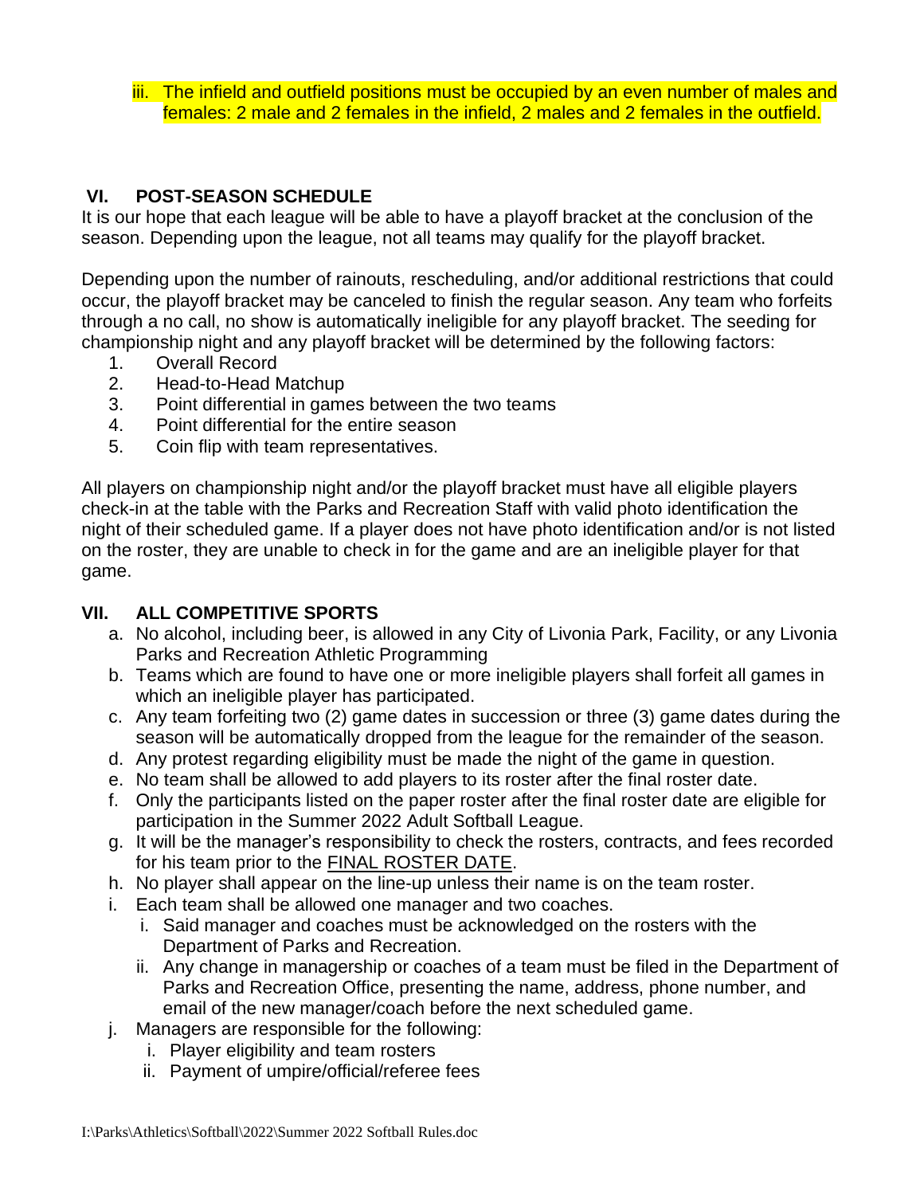iii. The infield and outfield positions must be occupied by an even number of males and females: 2 male and 2 females in the infield, 2 males and 2 females in the outfield.

## VI. POST-SEASON SCHEDULE

It is our hope that each league will be able to have a playoff bracket at the conclusion of the season. Depending upon the league, not all teams may qualify for the playoff bracket.

Depending upon the number of rainouts, rescheduling, and/or additional restrictions that could occur, the playoff bracket may be canceled to finish the regular season. Any team who forfeits through a no call, no show is automatically ineligible for any playoff bracket. The seeding for championship night and any playoff bracket will be determined by the following factors:

1. Overall Record
2. Head-to-Head Matchup
3. Point differential in games between the two teams
4. Point differential for the entire season
5. Coin flip with team representatives.

All players on championship night and/or the playoff bracket must have all eligible players check-in at the table with the Parks and Recreation Staff with valid photo identification the night of their scheduled game. If a player does not have photo identification and/or is not listed on the roster, they are unable to check in for the game and are an ineligible player for that game.

## VII. ALL COMPETITIVE SPORTS

a. No alcohol, including beer, is allowed in any City of Livonia Park, Facility, or any Livonia Parks and Recreation Athletic Programming
b. Teams which are found to have one or more ineligible players shall forfeit all games in which an ineligible player has participated.
c. Any team forfeiting two (2) game dates in succession or three (3) game dates during the season will be automatically dropped from the league for the remainder of the season.
d. Any protest regarding eligibility must be made the night of the game in question.
e. No team shall be allowed to add players to its roster after the final roster date.
f. Only the participants listed on the paper roster after the final roster date are eligible for participation in the Summer 2022 Adult Softball League.
g. It will be the manager's responsibility to check the rosters, contracts, and fees recorded for his team prior to the FINAL ROSTER DATE.
h. No player shall appear on the line-up unless their name is on the team roster.
i. Each team shall be allowed one manager and two coaches.
   i. Said manager and coaches must be acknowledged on the rosters with the Department of Parks and Recreation.
   ii. Any change in managership or coaches of a team must be filed in the Department of Parks and Recreation Office, presenting the name, address, phone number, and email of the new manager/coach before the next scheduled game.
j. Managers are responsible for the following:
   i. Player eligibility and team rosters
   ii. Payment of umpire/official/referee fees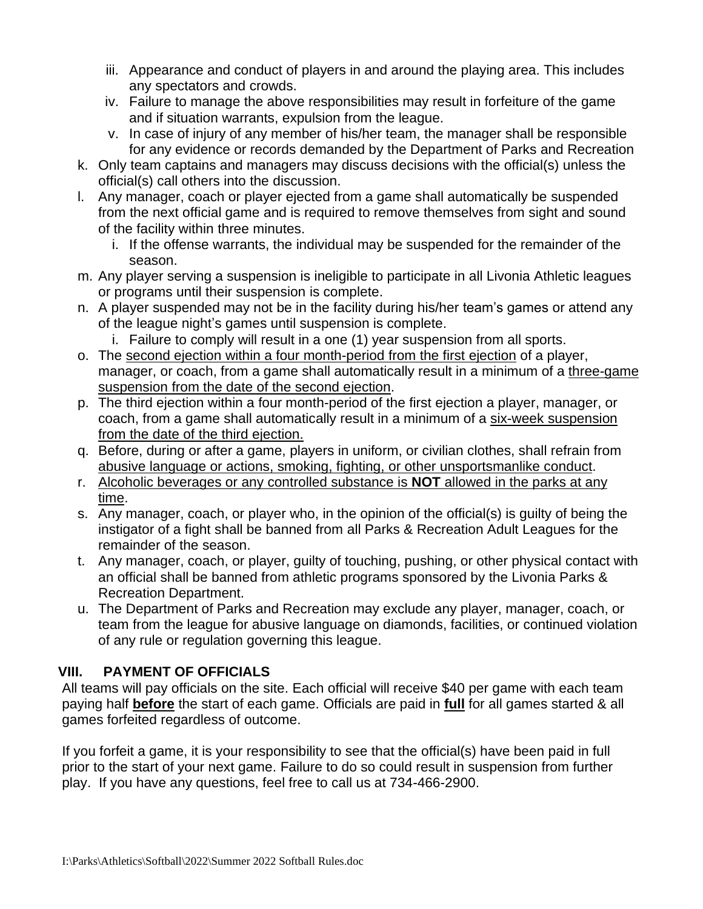iii. Appearance and conduct of players in and around the playing area. This includes any spectators and crowds.
   iv. Failure to manage the above responsibilities may result in forfeiture of the game and if situation warrants, expulsion from the league.
   v. In case of injury of any member of his/her team, the manager shall be responsible for any evidence or records demanded by the Department of Parks and Recreation

k. Only team captains and managers may discuss decisions with the official(s) unless the official(s) call others into the discussion.

l. Any manager, coach or player ejected from a game shall automatically be suspended from the next official game and is required to remove themselves from sight and sound of the facility within three minutes.
   i. If the offense warrants, the individual may be suspended for the remainder of the season.

m. Any player serving a suspension is ineligible to participate in all Livonia Athletic leagues or programs until their suspension is complete.

n. A player suspended may not be in the facility during his/her team's games or attend any of the league night's games until suspension is complete.
   i. Failure to comply will result in a one (1) year suspension from all sports.

o. The <u>second ejection within a four month-period from the first ejection</u> of a player, manager, or coach, from a game shall automatically result in a minimum of a <u>three-game suspension from the date of the second ejection</u>.

p. The third ejection within a four month-period of the first ejection a player, manager, or coach, from a game shall automatically result in a minimum of a <u>six-week suspension from the date of the third ejection.</u>

q. Before, during or after a game, players in uniform, or civilian clothes, shall refrain from <u>abusive language or actions, smoking, fighting, or other unsportsmanlike conduct</u>.

r. <u>Alcoholic beverages or any controlled substance is **NOT** allowed in the parks at any time</u>.

s. Any manager, coach, or player who, in the opinion of the official(s) is guilty of being the instigator of a fight shall be banned from all Parks & Recreation Adult Leagues for the remainder of the season.

t. Any manager, coach, or player, guilty of touching, pushing, or other physical contact with an official shall be banned from athletic programs sponsored by the Livonia Parks & Recreation Department.

u. The Department of Parks and Recreation may exclude any player, manager, coach, or team from the league for abusive language on diamonds, facilities, or continued violation of any rule or regulation governing this league.

## VIII. PAYMENT OF OFFICIALS

All teams will pay officials on the site. Each official will receive $40 per game with each team paying half <u>**before**</u> the start of each game. Officials are paid in <u>**full**</u> for all games started & all games forfeited regardless of outcome.

If you forfeit a game, it is your responsibility to see that the official(s) have been paid in full prior to the start of your next game. Failure to do so could result in suspension from further play. If you have any questions, feel free to call us at 734-466-2900.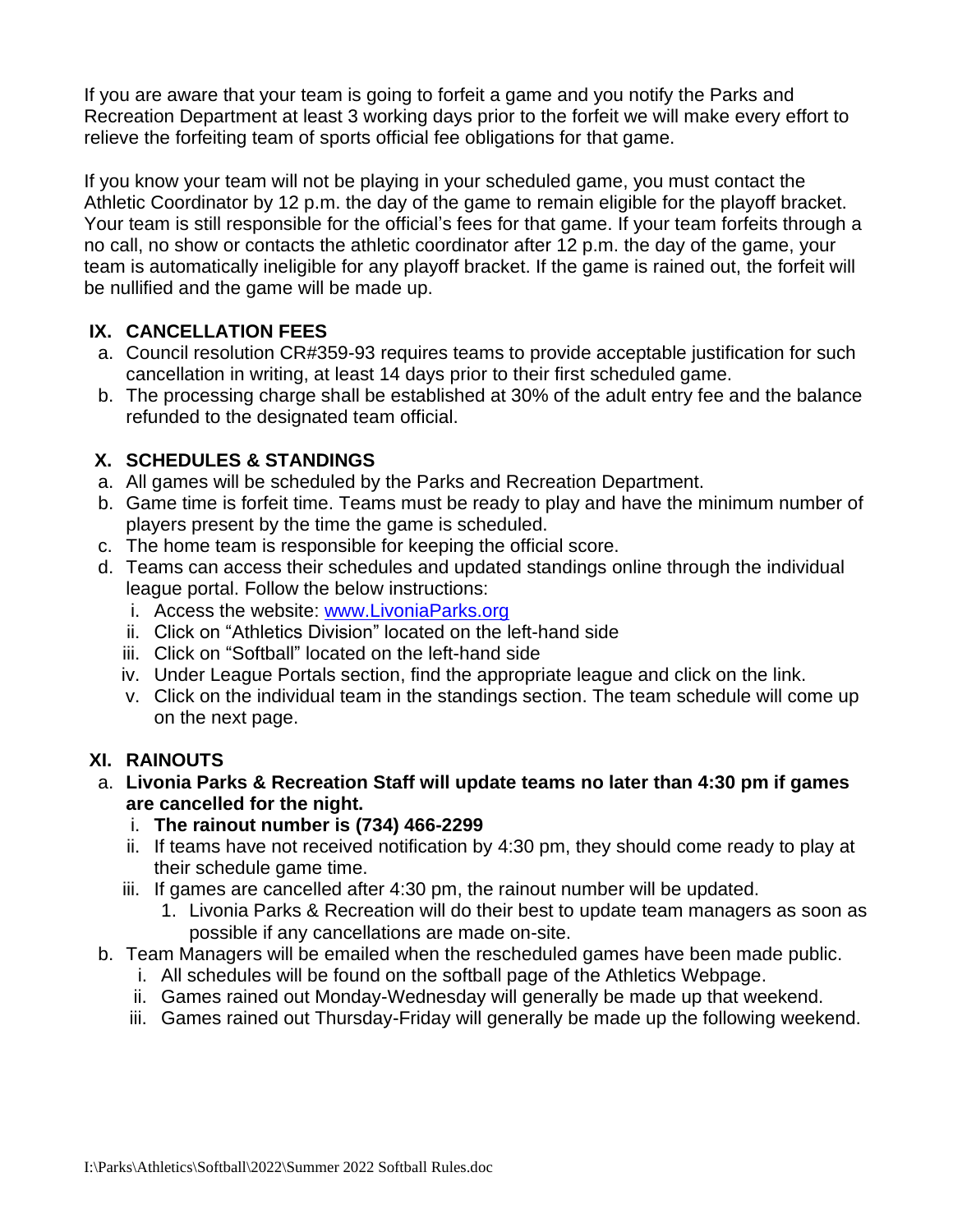If you are aware that your team is going to forfeit a game and you notify the Parks and Recreation Department at least 3 working days prior to the forfeit we will make every effort to relieve the forfeiting team of sports official fee obligations for that game.

If you know your team will not be playing in your scheduled game, you must contact the Athletic Coordinator by 12 p.m. the day of the game to remain eligible for the playoff bracket. Your team is still responsible for the official's fees for that game. If your team forfeits through a no call, no show or contacts the athletic coordinator after 12 p.m. the day of the game, your team is automatically ineligible for any playoff bracket. If the game is rained out, the forfeit will be nullified and the game will be made up.

## IX. CANCELLATION FEES

a. Council resolution CR#359-93 requires teams to provide acceptable justification for such cancellation in writing, at least 14 days prior to their first scheduled game.
b. The processing charge shall be established at 30% of the adult entry fee and the balance refunded to the designated team official.

## X. SCHEDULES & STANDINGS

a. All games will be scheduled by the Parks and Recreation Department.
b. Game time is forfeit time. Teams must be ready to play and have the minimum number of players present by the time the game is scheduled.
c. The home team is responsible for keeping the official score.
d. Teams can access their schedules and updated standings online through the individual league portal. Follow the below instructions:
   i. Access the website: [www.LivoniaParks.org](http://www.LivoniaParks.org)
   ii. Click on "Athletics Division" located on the left-hand side
   iii. Click on "Softball" located on the left-hand side
   iv. Under League Portals section, find the appropriate league and click on the link.
   v. Click on the individual team in the standings section. The team schedule will come up on the next page.

## XI. RAINOUTS

a. **Livonia Parks & Recreation Staff will update teams no later than 4:30 pm if games are cancelled for the night.**
   i. **The rainout number is (734) 466-2299**
   ii. If teams have not received notification by 4:30 pm, they should come ready to play at their schedule game time.
   iii. If games are cancelled after 4:30 pm, the rainout number will be updated.
      1. Livonia Parks & Recreation will do their best to update team managers as soon as possible if any cancellations are made on-site.
b. Team Managers will be emailed when the rescheduled games have been made public.
   i. All schedules will be found on the softball page of the Athletics Webpage.
   ii. Games rained out Monday-Wednesday will generally be made up that weekend.
   iii. Games rained out Thursday-Friday will generally be made up the following weekend.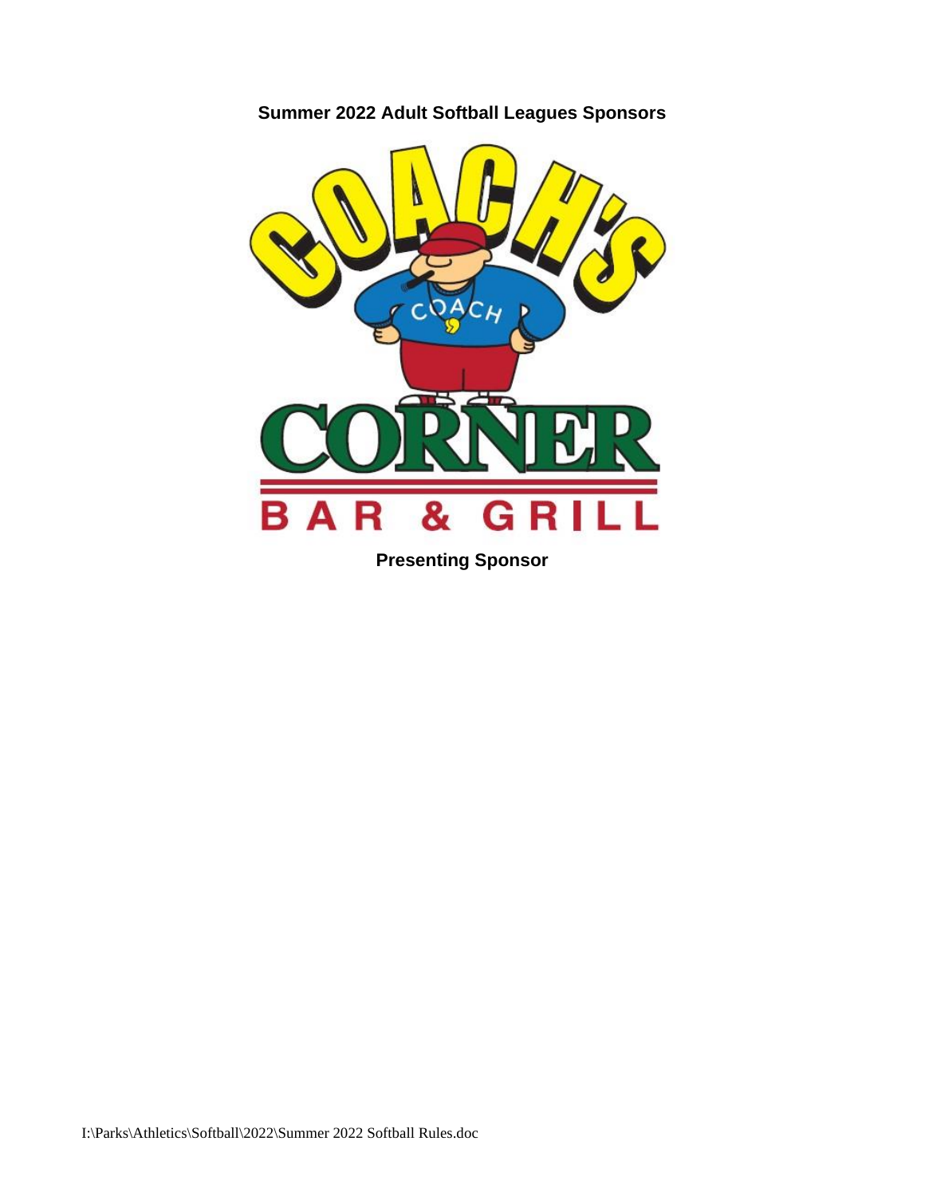**Summer 2022 Adult Softball Leagues Sponsors**

COACH'S CORNER BAR & GRILL

**Presenting Sponsor**

I:\Parks\Athletics\Softball\2022\Summer 2022 Softball Rules.doc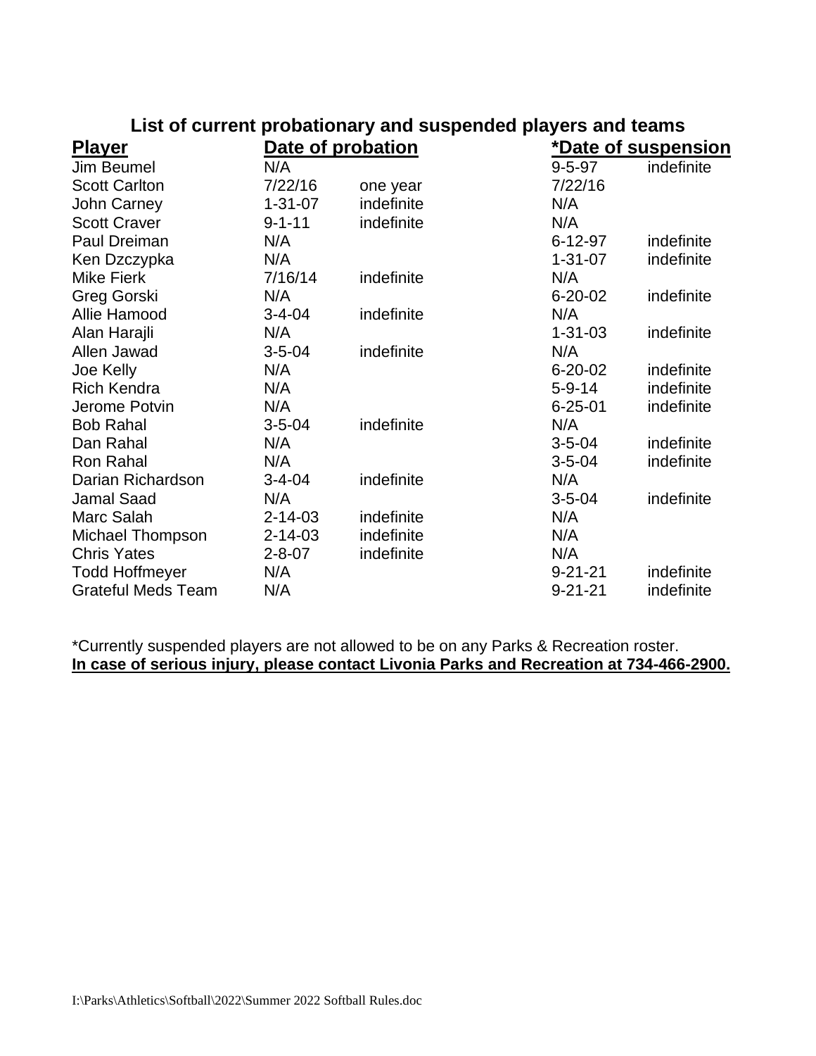## List of current probationary and suspended players and teams

| Player | Date of probation | | *Date of suspension | |
|---|---|---|---|---|
| Jim Beumel | N/A | | 9-5-97 | indefinite |
| Scott Carlton | 7/22/16 | one year | 7/22/16 | |
| John Carney | 1-31-07 | indefinite | N/A | |
| Scott Craver | 9-1-11 | indefinite | N/A | |
| Paul Dreiman | N/A | | 6-12-97 | indefinite |
| Ken Dzczypka | N/A | | 1-31-07 | indefinite |
| Mike Fierk | 7/16/14 | indefinite | N/A | |
| Greg Gorski | N/A | | 6-20-02 | indefinite |
| Allie Hamood | 3-4-04 | indefinite | N/A | |
| Alan Harajli | N/A | | 1-31-03 | indefinite |
| Allen Jawad | 3-5-04 | indefinite | N/A | |
| Joe Kelly | N/A | | 6-20-02 | indefinite |
| Rich Kendra | N/A | | 5-9-14 | indefinite |
| Jerome Potvin | N/A | | 6-25-01 | indefinite |
| Bob Rahal | 3-5-04 | indefinite | N/A | |
| Dan Rahal | N/A | | 3-5-04 | indefinite |
| Ron Rahal | N/A | | 3-5-04 | indefinite |
| Darian Richardson | 3-4-04 | indefinite | N/A | |
| Jamal Saad | N/A | | 3-5-04 | indefinite |
| Marc Salah | 2-14-03 | indefinite | N/A | |
| Michael Thompson | 2-14-03 | indefinite | N/A | |
| Chris Yates | 2-8-07 | indefinite | N/A | |
| Todd Hoffmeyer | N/A | | 9-21-21 | indefinite |
| Grateful Meds Team | N/A | | 9-21-21 | indefinite |

*Currently suspended players are not allowed to be on any Parks & Recreation roster.
**In case of serious injury, please contact Livonia Parks and Recreation at 734-466-2900.**